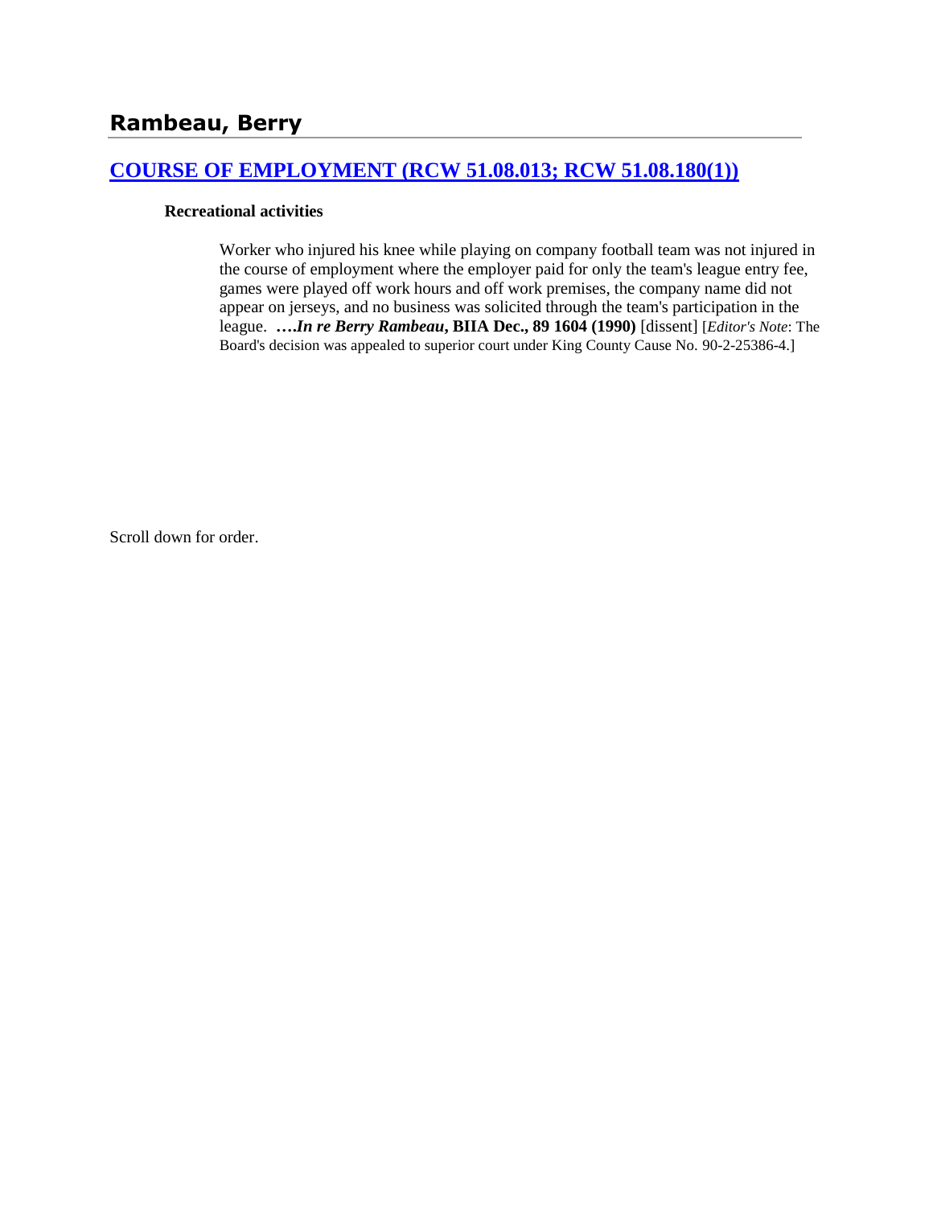# Rambeau, Berry

## COURSE OF EMPLOYMENT (RCW 51.08.013; RCW 51.08.180(1))

**Recreational activities**

Worker who injured his knee while playing on company football team was not injured in the course of employment where the employer paid for only the team's league entry fee, games were played off work hours and off work premises, the company name did not appear on jerseys, and no business was solicited through the team's participation in the league. ***….In re Berry Rambeau*, BIIA Dec., 89 1604 (1990)** [dissent] [*Editor's Note*: The Board's decision was appealed to superior court under King County Cause No. 90-2-25386-4.]

Scroll down for order.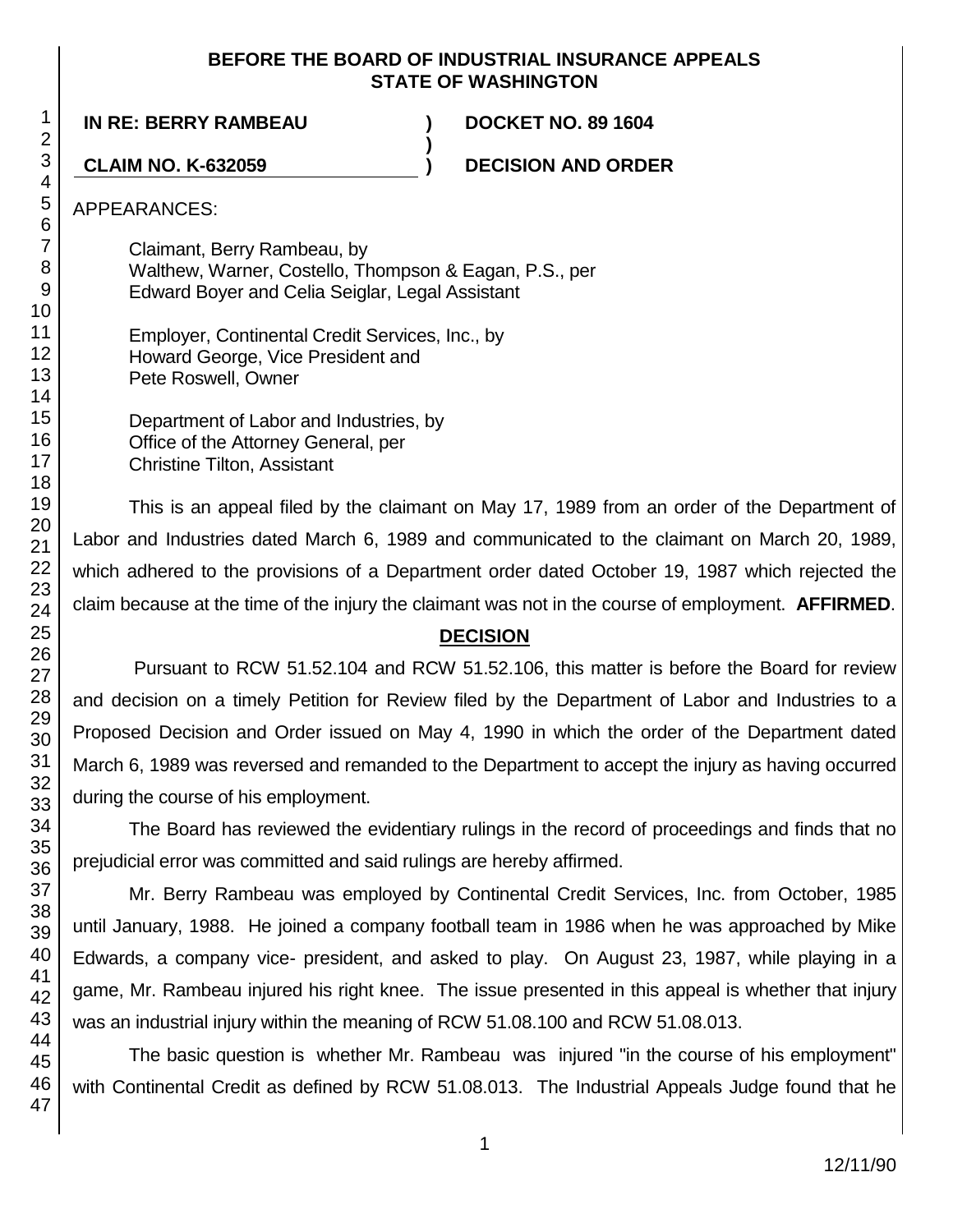**BEFORE THE BOARD OF INDUSTRIAL INSURANCE APPEALS**
**STATE OF WASHINGTON**

| | | |
|---|---|---|
| **IN RE: BERRY RAMBEAU** | **)** | **DOCKET NO. 89 1604** |
| | **)** | |
| **CLAIM NO. K-632059** | **)** | **DECISION AND ORDER** |

APPEARANCES:

Claimant, Berry Rambeau, by
Walthew, Warner, Costello, Thompson & Eagan, P.S., per
Edward Boyer and Celia Seiglar, Legal Assistant

Employer, Continental Credit Services, Inc., by
Howard George, Vice President and
Pete Roswell, Owner

Department of Labor and Industries, by
Office of the Attorney General, per
Christine Tilton, Assistant

This is an appeal filed by the claimant on May 17, 1989 from an order of the Department of Labor and Industries dated March 6, 1989 and communicated to the claimant on March 20, 1989, which adhered to the provisions of a Department order dated October 19, 1987 which rejected the claim because at the time of the injury the claimant was not in the course of employment. **AFFIRMED**.

## DECISION

Pursuant to RCW 51.52.104 and RCW 51.52.106, this matter is before the Board for review and decision on a timely Petition for Review filed by the Department of Labor and Industries to a Proposed Decision and Order issued on May 4, 1990 in which the order of the Department dated March 6, 1989 was reversed and remanded to the Department to accept the injury as having occurred during the course of his employment.

The Board has reviewed the evidentiary rulings in the record of proceedings and finds that no prejudicial error was committed and said rulings are hereby affirmed.

Mr. Berry Rambeau was employed by Continental Credit Services, Inc. from October, 1985 until January, 1988. He joined a company football team in 1986 when he was approached by Mike Edwards, a company vice- president, and asked to play. On August 23, 1987, while playing in a game, Mr. Rambeau injured his right knee. The issue presented in this appeal is whether that injury was an industrial injury within the meaning of RCW 51.08.100 and RCW 51.08.013.

The basic question is whether Mr. Rambeau was injured "in the course of his employment" with Continental Credit as defined by RCW 51.08.013. The Industrial Appeals Judge found that he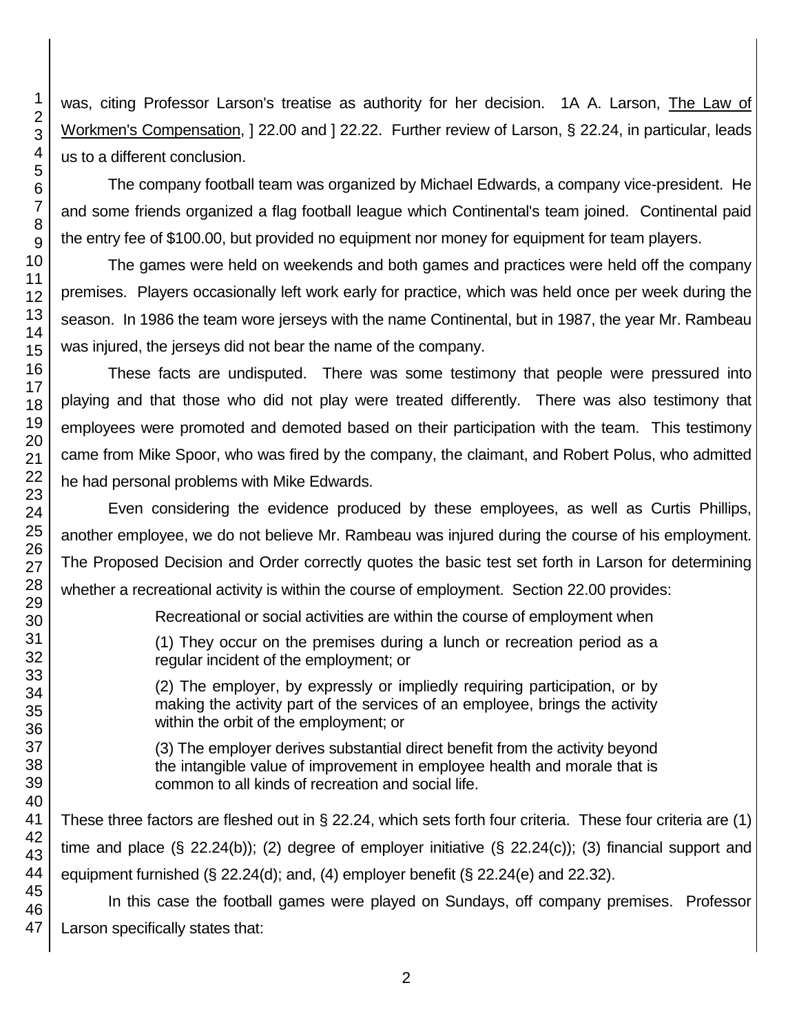was, citing Professor Larson's treatise as authority for her decision. 1A A. Larson, The Law of Workmen's Compensation, ] 22.00 and ] 22.22. Further review of Larson, § 22.24, in particular, leads us to a different conclusion.

The company football team was organized by Michael Edwards, a company vice-president. He and some friends organized a flag football league which Continental's team joined. Continental paid the entry fee of $100.00, but provided no equipment nor money for equipment for team players.

The games were held on weekends and both games and practices were held off the company premises. Players occasionally left work early for practice, which was held once per week during the season. In 1986 the team wore jerseys with the name Continental, but in 1987, the year Mr. Rambeau was injured, the jerseys did not bear the name of the company.

These facts are undisputed. There was some testimony that people were pressured into playing and that those who did not play were treated differently. There was also testimony that employees were promoted and demoted based on their participation with the team. This testimony came from Mike Spoor, who was fired by the company, the claimant, and Robert Polus, who admitted he had personal problems with Mike Edwards.

Even considering the evidence produced by these employees, as well as Curtis Phillips, another employee, we do not believe Mr. Rambeau was injured during the course of his employment. The Proposed Decision and Order correctly quotes the basic test set forth in Larson for determining whether a recreational activity is within the course of employment. Section 22.00 provides:

> Recreational or social activities are within the course of employment when
>
> (1) They occur on the premises during a lunch or recreation period as a regular incident of the employment; or
>
> (2) The employer, by expressly or impliedly requiring participation, or by making the activity part of the services of an employee, brings the activity within the orbit of the employment; or
>
> (3) The employer derives substantial direct benefit from the activity beyond the intangible value of improvement in employee health and morale that is common to all kinds of recreation and social life.

These three factors are fleshed out in § 22.24, which sets forth four criteria. These four criteria are (1) time and place (§ 22.24(b)); (2) degree of employer initiative (§ 22.24(c)); (3) financial support and equipment furnished (§ 22.24(d); and, (4) employer benefit (§ 22.24(e) and 22.32).

In this case the football games were played on Sundays, off company premises. Professor Larson specifically states that: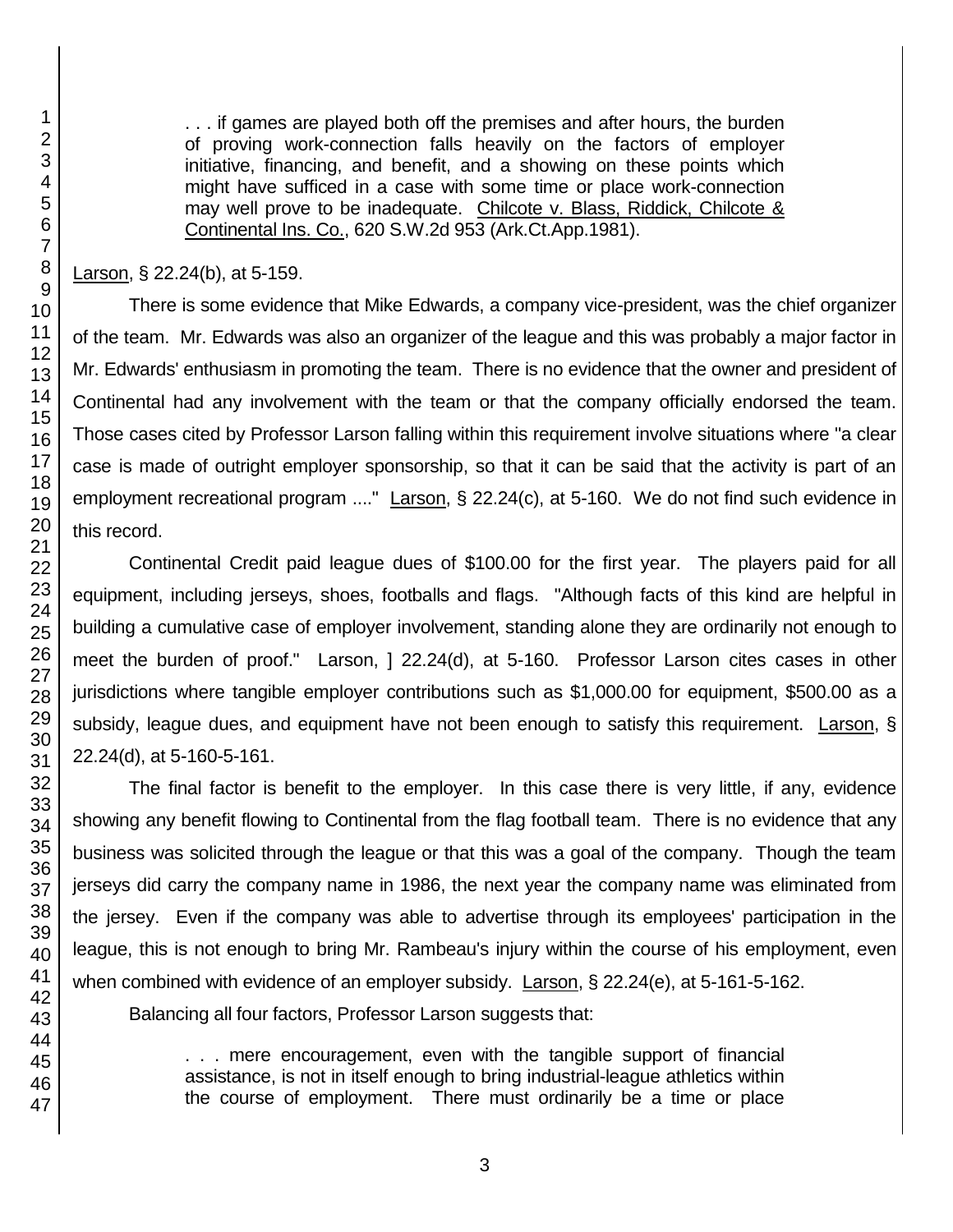> . . . if games are played both off the premises and after hours, the burden of proving work-connection falls heavily on the factors of employer initiative, financing, and benefit, and a showing on these points which might have sufficed in a case with some time or place work-connection may well prove to be inadequate. Chilcote v. Blass, Riddick, Chilcote & Continental Ins. Co., 620 S.W.2d 953 (Ark.Ct.App.1981).

Larson, § 22.24(b), at 5-159.

There is some evidence that Mike Edwards, a company vice-president, was the chief organizer of the team. Mr. Edwards was also an organizer of the league and this was probably a major factor in Mr. Edwards' enthusiasm in promoting the team. There is no evidence that the owner and president of Continental had any involvement with the team or that the company officially endorsed the team. Those cases cited by Professor Larson falling within this requirement involve situations where "a clear case is made of outright employer sponsorship, so that it can be said that the activity is part of an employment recreational program ...." Larson, § 22.24(c), at 5-160. We do not find such evidence in this record.

Continental Credit paid league dues of $100.00 for the first year. The players paid for all equipment, including jerseys, shoes, footballs and flags. "Although facts of this kind are helpful in building a cumulative case of employer involvement, standing alone they are ordinarily not enough to meet the burden of proof." Larson, ] 22.24(d), at 5-160. Professor Larson cites cases in other jurisdictions where tangible employer contributions such as $1,000.00 for equipment, $500.00 as a subsidy, league dues, and equipment have not been enough to satisfy this requirement. Larson, § 22.24(d), at 5-160-5-161.

The final factor is benefit to the employer. In this case there is very little, if any, evidence showing any benefit flowing to Continental from the flag football team. There is no evidence that any business was solicited through the league or that this was a goal of the company. Though the team jerseys did carry the company name in 1986, the next year the company name was eliminated from the jersey. Even if the company was able to advertise through its employees' participation in the league, this is not enough to bring Mr. Rambeau's injury within the course of his employment, even when combined with evidence of an employer subsidy. Larson, § 22.24(e), at 5-161-5-162.

Balancing all four factors, Professor Larson suggests that:

> . . . mere encouragement, even with the tangible support of financial assistance, is not in itself enough to bring industrial-league athletics within the course of employment. There must ordinarily be a time or place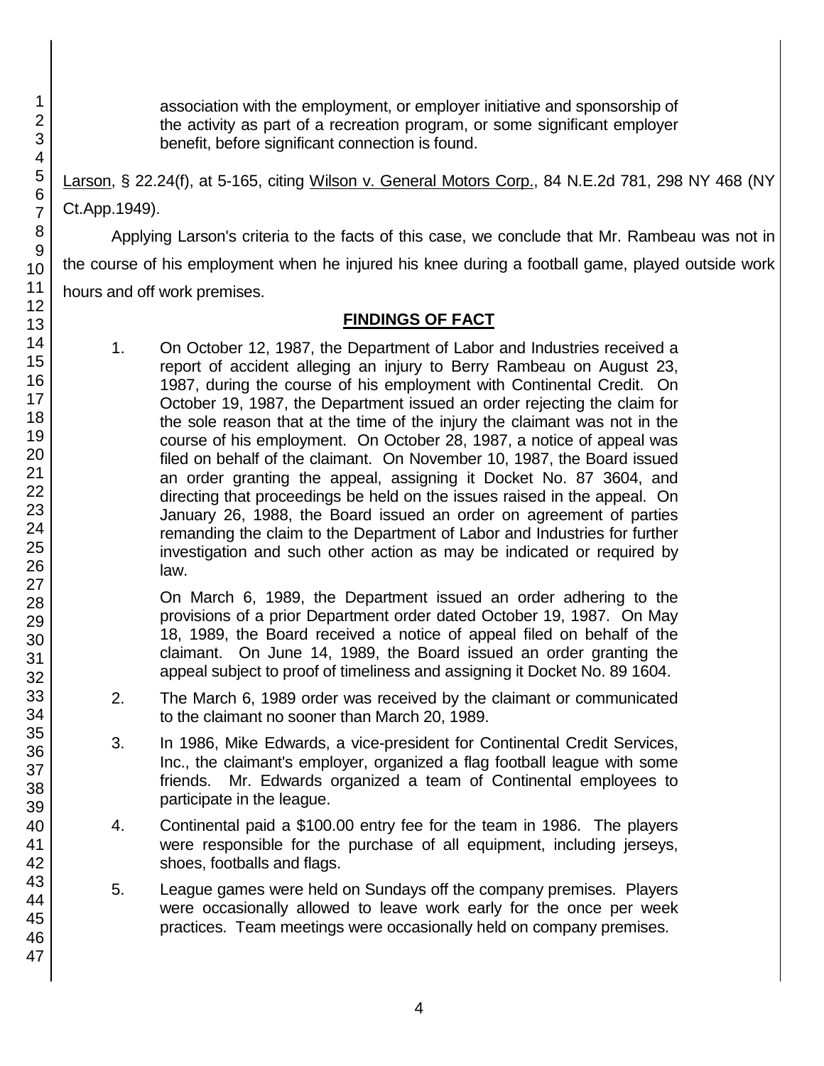association with the employment, or employer initiative and sponsorship of the activity as part of a recreation program, or some significant employer benefit, before significant connection is found.

Larson, § 22.24(f), at 5-165, citing Wilson v. General Motors Corp., 84 N.E.2d 781, 298 NY 468 (NY Ct.App.1949).

Applying Larson's criteria to the facts of this case, we conclude that Mr. Rambeau was not in the course of his employment when he injured his knee during a football game, played outside work hours and off work premises.

## FINDINGS OF FACT

1. On October 12, 1987, the Department of Labor and Industries received a report of accident alleging an injury to Berry Rambeau on August 23, 1987, during the course of his employment with Continental Credit. On October 19, 1987, the Department issued an order rejecting the claim for the sole reason that at the time of the injury the claimant was not in the course of his employment. On October 28, 1987, a notice of appeal was filed on behalf of the claimant. On November 10, 1987, the Board issued an order granting the appeal, assigning it Docket No. 87 3604, and directing that proceedings be held on the issues raised in the appeal. On January 26, 1988, the Board issued an order on agreement of parties remanding the claim to the Department of Labor and Industries for further investigation and such other action as may be indicated or required by law.

   On March 6, 1989, the Department issued an order adhering to the provisions of a prior Department order dated October 19, 1987. On May 18, 1989, the Board received a notice of appeal filed on behalf of the claimant. On June 14, 1989, the Board issued an order granting the appeal subject to proof of timeliness and assigning it Docket No. 89 1604.

2. The March 6, 1989 order was received by the claimant or communicated to the claimant no sooner than March 20, 1989.

3. In 1986, Mike Edwards, a vice-president for Continental Credit Services, Inc., the claimant's employer, organized a flag football league with some friends. Mr. Edwards organized a team of Continental employees to participate in the league.

4. Continental paid a $100.00 entry fee for the team in 1986. The players were responsible for the purchase of all equipment, including jerseys, shoes, footballs and flags.

5. League games were held on Sundays off the company premises. Players were occasionally allowed to leave work early for the once per week practices. Team meetings were occasionally held on company premises.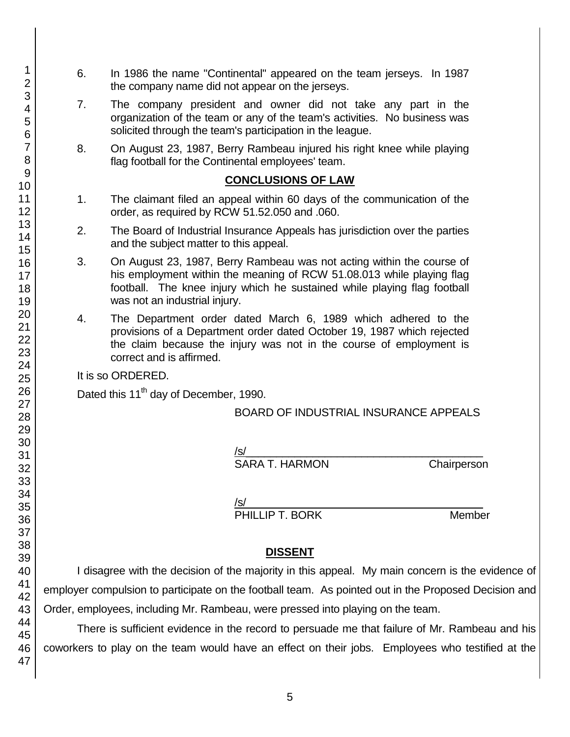6. In 1986 the name "Continental" appeared on the team jerseys. In 1987 the company name did not appear on the jerseys.

7. The company president and owner did not take any part in the organization of the team or any of the team's activities. No business was solicited through the team's participation in the league.

8. On August 23, 1987, Berry Rambeau injured his right knee while playing flag football for the Continental employees' team.

## CONCLUSIONS OF LAW

1. The claimant filed an appeal within 60 days of the communication of the order, as required by RCW 51.52.050 and .060.

2. The Board of Industrial Insurance Appeals has jurisdiction over the parties and the subject matter to this appeal.

3. On August 23, 1987, Berry Rambeau was not acting within the course of his employment within the meaning of RCW 51.08.013 while playing flag football. The knee injury which he sustained while playing flag football was not an industrial injury.

4. The Department order dated March 6, 1989 which adhered to the provisions of a Department order dated October 19, 1987 which rejected the claim because the injury was not in the course of employment is correct and is affirmed.

It is so ORDERED.

Dated this 11th day of December, 1990.

BOARD OF INDUSTRIAL INSURANCE APPEALS

/s/
SARA T. HARMON Chairperson

/s/
PHILLIP T. BORK Member

## DISSENT

I disagree with the decision of the majority in this appeal. My main concern is the evidence of employer compulsion to participate on the football team. As pointed out in the Proposed Decision and Order, employees, including Mr. Rambeau, were pressed into playing on the team.

There is sufficient evidence in the record to persuade me that failure of Mr. Rambeau and his coworkers to play on the team would have an effect on their jobs. Employees who testified at the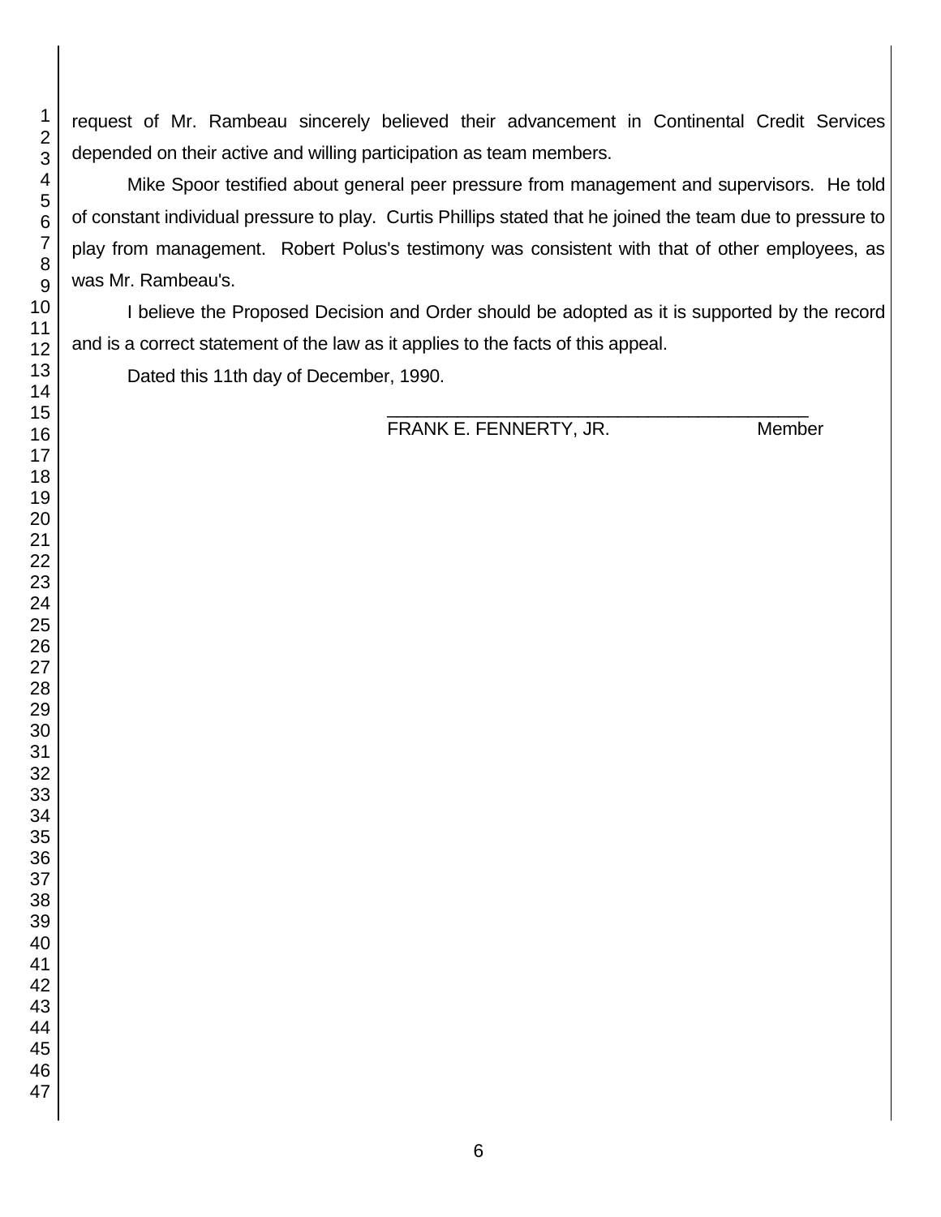request of Mr. Rambeau sincerely believed their advancement in Continental Credit Services depended on their active and willing participation as team members.

Mike Spoor testified about general peer pressure from management and supervisors. He told of constant individual pressure to play. Curtis Phillips stated that he joined the team due to pressure to play from management. Robert Polus's testimony was consistent with that of other employees, as was Mr. Rambeau's.

I believe the Proposed Decision and Order should be adopted as it is supported by the record and is a correct statement of the law as it applies to the facts of this appeal.

Dated this 11th day of December, 1990.

\_\_\_\_\_\_\_\_\_\_\_\_\_\_\_\_\_\_\_\_\_\_\_\_\_\_\_\_\_\_\_\_\_\_\_\_\_\_\_\_\_\_\_\_

FRANK E. FENNERTY, JR. Member